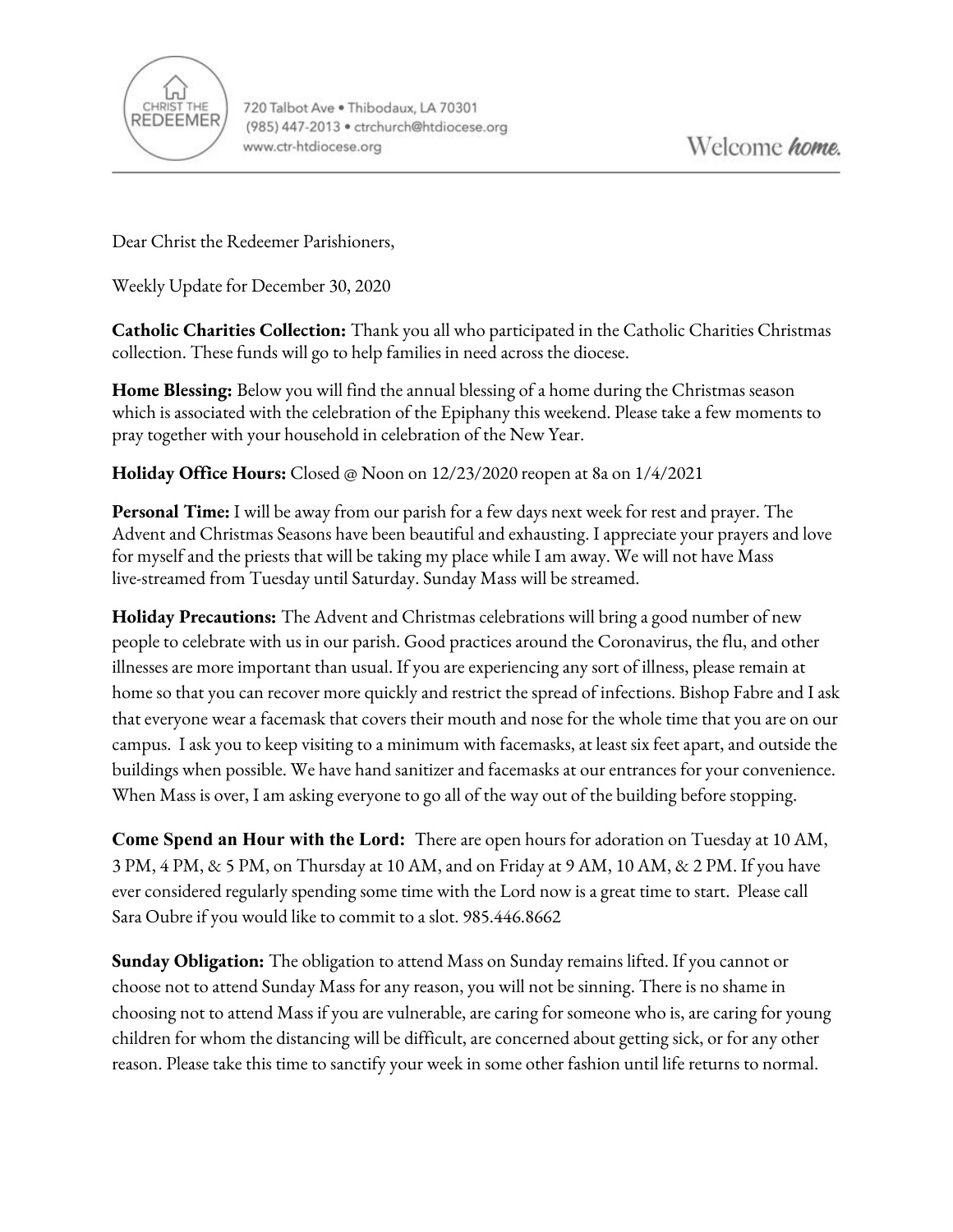CHRIST THE REDEEMER

720 Talbot Ave • Thibodaux, LA 70301
(985) 447-2013 • ctrchurch@htdiocese.org
www.ctr-htdiocese.org

Welcome ***home.***

Dear Christ the Redeemer Parishioners,

Weekly Update for December 30, 2020

**Catholic Charities Collection:** Thank you all who participated in the Catholic Charities Christmas collection. These funds will go to help families in need across the diocese.

**Home Blessing:** Below you will find the annual blessing of a home during the Christmas season which is associated with the celebration of the Epiphany this weekend. Please take a few moments to pray together with your household in celebration of the New Year.

**Holiday Office Hours:** Closed @ Noon on 12/23/2020 reopen at 8a on 1/4/2021

**Personal Time:** I will be away from our parish for a few days next week for rest and prayer. The Advent and Christmas Seasons have been beautiful and exhausting. I appreciate your prayers and love for myself and the priests that will be taking my place while I am away. We will not have Mass live-streamed from Tuesday until Saturday. Sunday Mass will be streamed.

**Holiday Precautions:** The Advent and Christmas celebrations will bring a good number of new people to celebrate with us in our parish. Good practices around the Coronavirus, the flu, and other illnesses are more important than usual. If you are experiencing any sort of illness, please remain at home so that you can recover more quickly and restrict the spread of infections. Bishop Fabre and I ask that everyone wear a facemask that covers their mouth and nose for the whole time that you are on our campus. I ask you to keep visiting to a minimum with facemasks, at least six feet apart, and outside the buildings when possible. We have hand sanitizer and facemasks at our entrances for your convenience. When Mass is over, I am asking everyone to go all of the way out of the building before stopping.

**Come Spend an Hour with the Lord:** There are open hours for adoration on Tuesday at 10 AM, 3 PM, 4 PM, & 5 PM, on Thursday at 10 AM, and on Friday at 9 AM, 10 AM, & 2 PM. If you have ever considered regularly spending some time with the Lord now is a great time to start. Please call Sara Oubre if you would like to commit to a slot. 985.446.8662

**Sunday Obligation:** The obligation to attend Mass on Sunday remains lifted. If you cannot or choose not to attend Sunday Mass for any reason, you will not be sinning. There is no shame in choosing not to attend Mass if you are vulnerable, are caring for someone who is, are caring for young children for whom the distancing will be difficult, are concerned about getting sick, or for any other reason. Please take this time to sanctify your week in some other fashion until life returns to normal.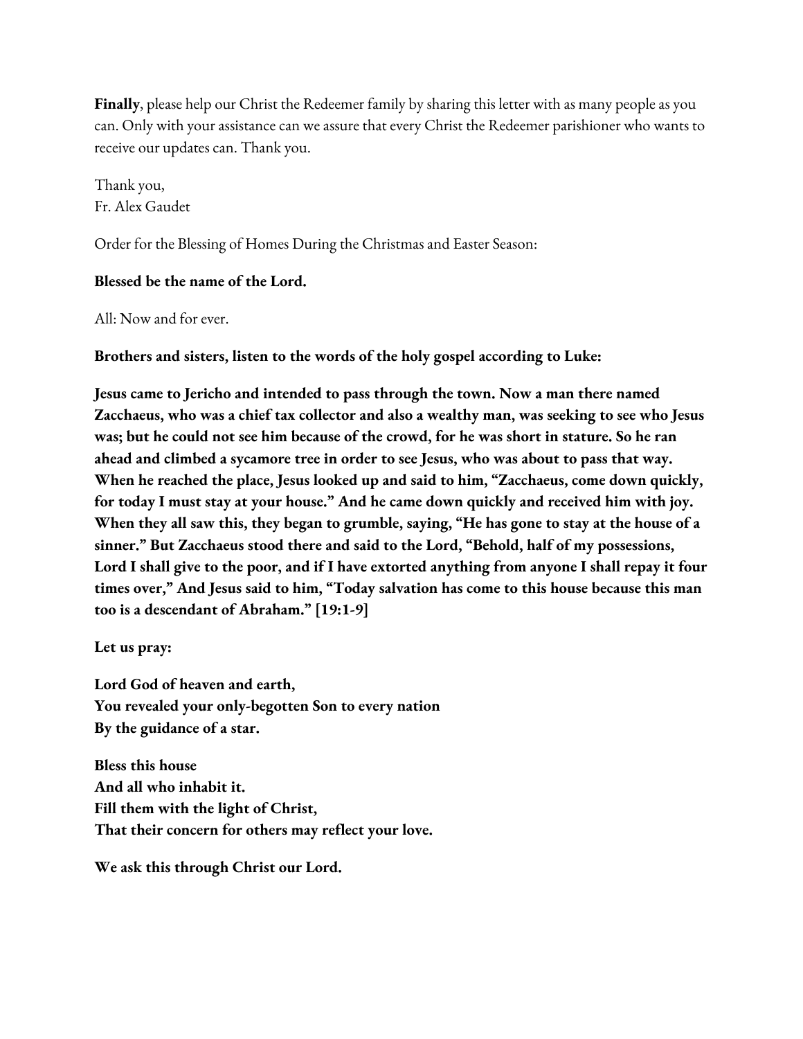**Finally**, please help our Christ the Redeemer family by sharing this letter with as many people as you can. Only with your assistance can we assure that every Christ the Redeemer parishioner who wants to receive our updates can. Thank you.

Thank you,
Fr. Alex Gaudet

Order for the Blessing of Homes During the Christmas and Easter Season:

**Blessed be the name of the Lord.**

All: Now and for ever.

**Brothers and sisters, listen to the words of the holy gospel according to Luke:**

**Jesus came to Jericho and intended to pass through the town. Now a man there named Zacchaeus, who was a chief tax collector and also a wealthy man, was seeking to see who Jesus was; but he could not see him because of the crowd, for he was short in stature. So he ran ahead and climbed a sycamore tree in order to see Jesus, who was about to pass that way. When he reached the place, Jesus looked up and said to him, "Zacchaeus, come down quickly, for today I must stay at your house." And he came down quickly and received him with joy. When they all saw this, they began to grumble, saying, "He has gone to stay at the house of a sinner." But Zacchaeus stood there and said to the Lord, "Behold, half of my possessions, Lord I shall give to the poor, and if I have extorted anything from anyone I shall repay it four times over," And Jesus said to him, "Today salvation has come to this house because this man too is a descendant of Abraham." [19:1-9]**

**Let us pray:**

**Lord God of heaven and earth,**
**You revealed your only-begotten Son to every nation**
**By the guidance of a star.**

**Bless this house**
**And all who inhabit it.**
**Fill them with the light of Christ,**
**That their concern for others may reflect your love.**

**We ask this through Christ our Lord.**